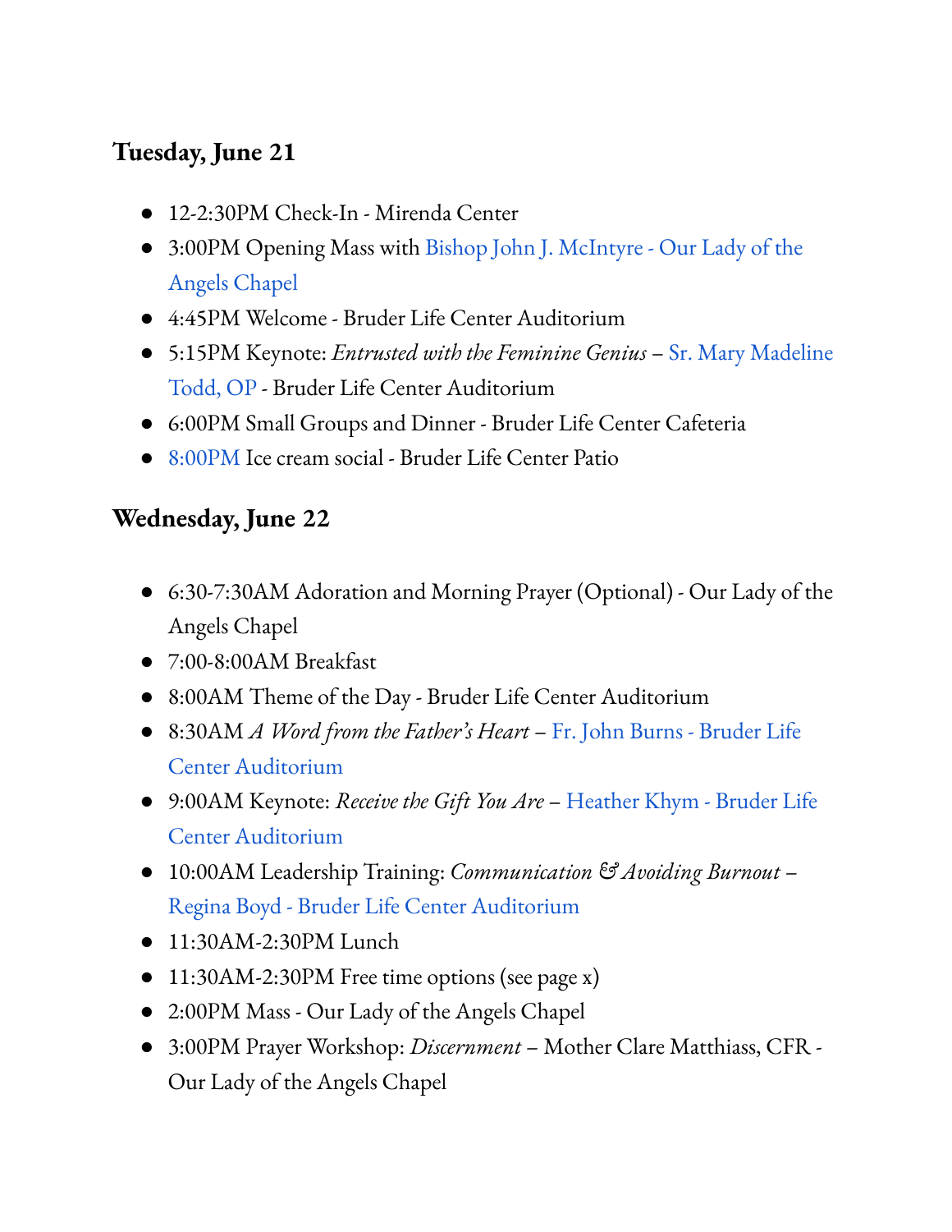## Tuesday, June 21

- 12-2:30PM Check-In - Mirenda Center
- 3:00PM Opening Mass with Bishop John J. McIntyre - Our Lady of the Angels Chapel
- 4:45PM Welcome - Bruder Life Center Auditorium
- 5:15PM Keynote: *Entrusted with the Feminine Genius* – Sr. Mary Madeline Todd, OP - Bruder Life Center Auditorium
- 6:00PM Small Groups and Dinner - Bruder Life Center Cafeteria
- 8:00PM Ice cream social - Bruder Life Center Patio

## Wednesday, June 22

- 6:30-7:30AM Adoration and Morning Prayer (Optional) - Our Lady of the Angels Chapel
- 7:00-8:00AM Breakfast
- 8:00AM Theme of the Day - Bruder Life Center Auditorium
- 8:30AM *A Word from the Father's Heart* – Fr. John Burns - Bruder Life Center Auditorium
- 9:00AM Keynote: *Receive the Gift You Are* – Heather Khym - Bruder Life Center Auditorium
- 10:00AM Leadership Training: *Communication & Avoiding Burnout* – Regina Boyd - Bruder Life Center Auditorium
- 11:30AM-2:30PM Lunch
- 11:30AM-2:30PM Free time options (see page x)
- 2:00PM Mass - Our Lady of the Angels Chapel
- 3:00PM Prayer Workshop: *Discernment* – Mother Clare Matthiass, CFR - Our Lady of the Angels Chapel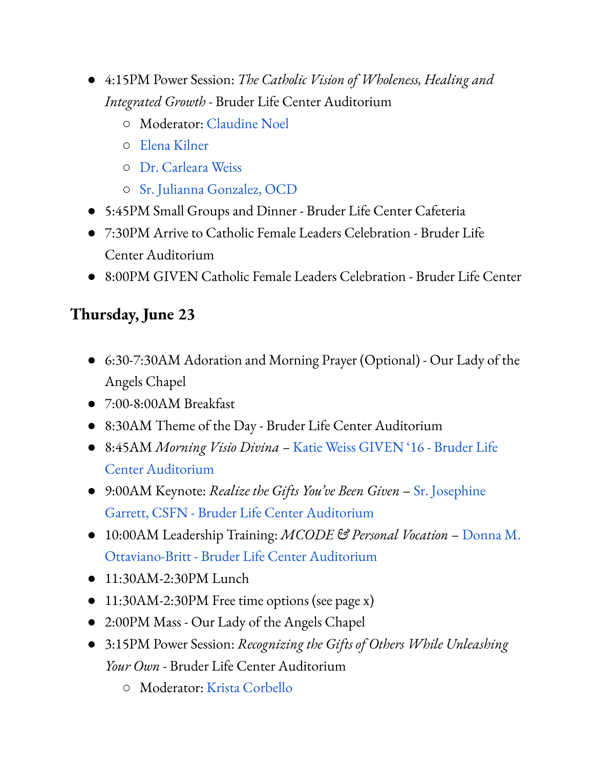- 4:15PM Power Session: *The Catholic Vision of Wholeness, Healing and Integrated Growth* - Bruder Life Center Auditorium
  - Moderator: Claudine Noel
  - Elena Kilner
  - Dr. Carleara Weiss
  - Sr. Julianna Gonzalez, OCD
- 5:45PM Small Groups and Dinner - Bruder Life Center Cafeteria
- 7:30PM Arrive to Catholic Female Leaders Celebration - Bruder Life Center Auditorium
- 8:00PM GIVEN Catholic Female Leaders Celebration - Bruder Life Center

## Thursday, June 23

- 6:30-7:30AM Adoration and Morning Prayer (Optional) - Our Lady of the Angels Chapel
- 7:00-8:00AM Breakfast
- 8:30AM Theme of the Day - Bruder Life Center Auditorium
- 8:45AM *Morning Visio Divina* – Katie Weiss GIVEN '16 - Bruder Life Center Auditorium
- 9:00AM Keynote: *Realize the Gifts You've Been Given* – Sr. Josephine Garrett, CSFN - Bruder Life Center Auditorium
- 10:00AM Leadership Training: *MCODE & Personal Vocation* – Donna M. Ottaviano-Britt - Bruder Life Center Auditorium
- 11:30AM-2:30PM Lunch
- 11:30AM-2:30PM Free time options (see page x)
- 2:00PM Mass - Our Lady of the Angels Chapel
- 3:15PM Power Session: *Recognizing the Gifts of Others While Unleashing Your Own* - Bruder Life Center Auditorium
  - Moderator: Krista Corbello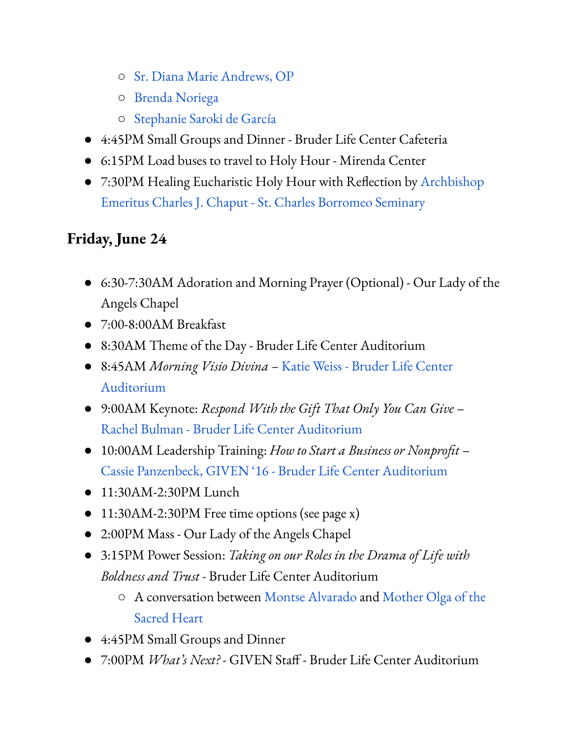- Sr. Diana Marie Andrews, OP
    - Brenda Noriega
    - Stephanie Saroki de García
- 4:45PM Small Groups and Dinner - Bruder Life Center Cafeteria
- 6:15PM Load buses to travel to Holy Hour - Mirenda Center
- 7:30PM Healing Eucharistic Holy Hour with Reflection by Archbishop Emeritus Charles J. Chaput - St. Charles Borromeo Seminary

## Friday, June 24

- 6:30-7:30AM Adoration and Morning Prayer (Optional) - Our Lady of the Angels Chapel
- 7:00-8:00AM Breakfast
- 8:30AM Theme of the Day - Bruder Life Center Auditorium
- 8:45AM *Morning Visio Divina* – Katie Weiss - Bruder Life Center Auditorium
- 9:00AM Keynote: *Respond With the Gift That Only You Can Give* – Rachel Bulman - Bruder Life Center Auditorium
- 10:00AM Leadership Training: *How to Start a Business or Nonprofit* – Cassie Panzenbeck, GIVEN '16 - Bruder Life Center Auditorium
- 11:30AM-2:30PM Lunch
- 11:30AM-2:30PM Free time options (see page x)
- 2:00PM Mass - Our Lady of the Angels Chapel
- 3:15PM Power Session: *Taking on our Roles in the Drama of Life with Boldness and Trust* - Bruder Life Center Auditorium
    - A conversation between Montse Alvarado and Mother Olga of the Sacred Heart
- 4:45PM Small Groups and Dinner
- 7:00PM *What's Next?* - GIVEN Staff - Bruder Life Center Auditorium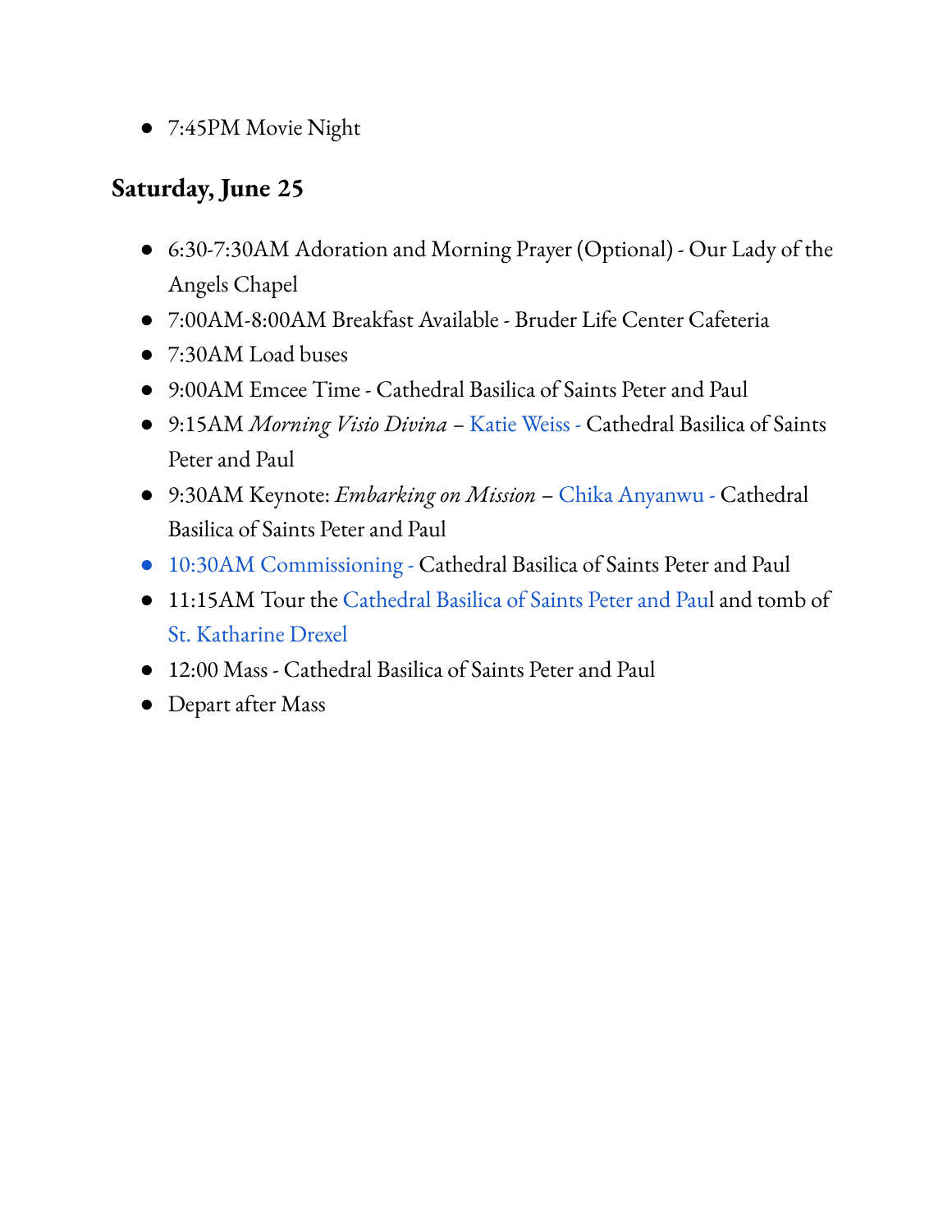- 7:45PM Movie Night

### Saturday, June 25

- 6:30-7:30AM Adoration and Morning Prayer (Optional) - Our Lady of the Angels Chapel
- 7:00AM-8:00AM Breakfast Available - Bruder Life Center Cafeteria
- 7:30AM Load buses
- 9:00AM Emcee Time - Cathedral Basilica of Saints Peter and Paul
- 9:15AM *Morning Visio Divina* – Katie Weiss - Cathedral Basilica of Saints Peter and Paul
- 9:30AM Keynote: *Embarking on Mission* – Chika Anyanwu - Cathedral Basilica of Saints Peter and Paul
- 10:30AM Commissioning - Cathedral Basilica of Saints Peter and Paul
- 11:15AM Tour the Cathedral Basilica of Saints Peter and Paul and tomb of St. Katharine Drexel
- 12:00 Mass - Cathedral Basilica of Saints Peter and Paul
- Depart after Mass